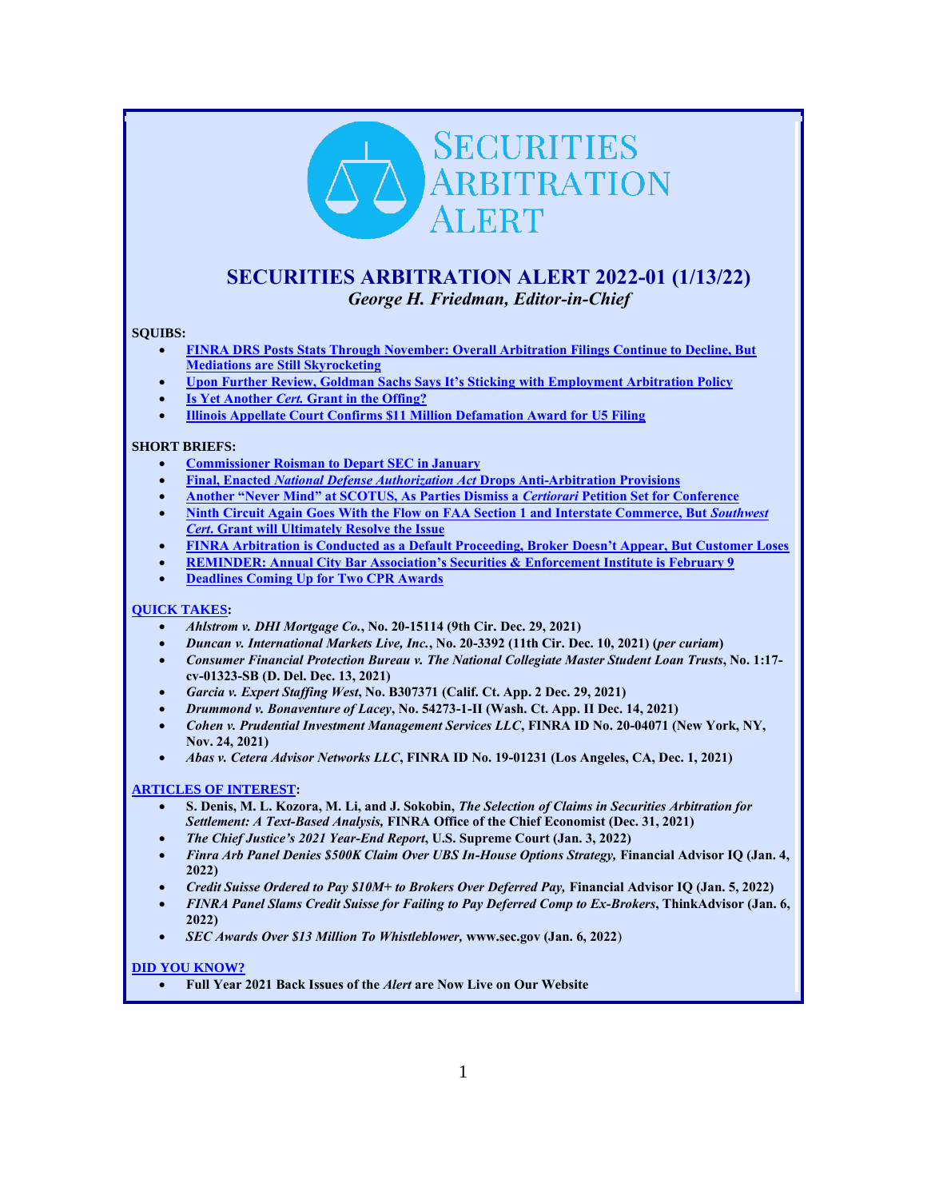# SECURITIES ARBITRATION ALERT

## SECURITIES ARBITRATION ALERT 2022-01 (1/13/22)

*George H. Friedman, Editor-in-Chief*

**SQUIBS:**

- **FINRA DRS Posts Stats Through November: Overall Arbitration Filings Continue to Decline, But Mediations are Still Skyrocketing**
- **Upon Further Review, Goldman Sachs Says It's Sticking with Employment Arbitration Policy**
- **Is Yet Another *Cert.* Grant in the Offing?**
- **Illinois Appellate Court Confirms $11 Million Defamation Award for U5 Filing**

**SHORT BRIEFS:**

- **Commissioner Roisman to Depart SEC in January**
- **Final, Enacted *National Defense Authorization Act* Drops Anti-Arbitration Provisions**
- **Another "Never Mind" at SCOTUS, As Parties Dismiss a *Certiorari* Petition Set for Conference**
- **Ninth Circuit Again Goes With the Flow on FAA Section 1 and Interstate Commerce, But *Southwest Cert.* Grant will Ultimately Resolve the Issue**
- **FINRA Arbitration is Conducted as a Default Proceeding, Broker Doesn't Appear, But Customer Loses**
- **REMINDER: Annual City Bar Association's Securities & Enforcement Institute is February 9**
- **Deadlines Coming Up for Two CPR Awards**

**QUICK TAKES:**

- ***Ahlstrom v. DHI Mortgage Co.*, No. 20-15114 (9th Cir. Dec. 29, 2021)**
- ***Duncan v. International Markets Live, Inc.*, No. 20-3392 (11th Cir. Dec. 10, 2021) (*per curiam*)**
- ***Consumer Financial Protection Bureau v. The National Collegiate Master Student Loan Trusts*, No. 1:17-cv-01323-SB (D. Del. Dec. 13, 2021)**
- ***Garcia v. Expert Staffing West*, No. B307371 (Calif. Ct. App. 2 Dec. 29, 2021)**
- ***Drummond v. Bonaventure of Lacey*, No. 54273-1-II (Wash. Ct. App. II Dec. 14, 2021)**
- ***Cohen v. Prudential Investment Management Services LLC*, FINRA ID No. 20-04071 (New York, NY, Nov. 24, 2021)**
- ***Abas v. Cetera Advisor Networks LLC*, FINRA ID No. 19-01231 (Los Angeles, CA, Dec. 1, 2021)**

**ARTICLES OF INTEREST:**

- **S. Denis, M. L. Kozora, M. Li, and J. Sokobin, *The Selection of Claims in Securities Arbitration for Settlement: A Text-Based Analysis,* FINRA Office of the Chief Economist (Dec. 31, 2021)**
- ***The Chief Justice's 2021 Year-End Report*, U.S. Supreme Court (Jan. 3, 2022)**
- ***Finra Arb Panel Denies $500K Claim Over UBS In-House Options Strategy,* Financial Advisor IQ (Jan. 4, 2022)**
- ***Credit Suisse Ordered to Pay $10M+ to Brokers Over Deferred Pay,* Financial Advisor IQ (Jan. 5, 2022)**
- ***FINRA Panel Slams Credit Suisse for Failing to Pay Deferred Comp to Ex-Brokers*, ThinkAdvisor (Jan. 6, 2022)**
- ***SEC Awards Over $13 Million To Whistleblower,* www.sec.gov (Jan. 6, 2022)**

**DID YOU KNOW?**

- **Full Year 2021 Back Issues of the *Alert* are Now Live on Our Website**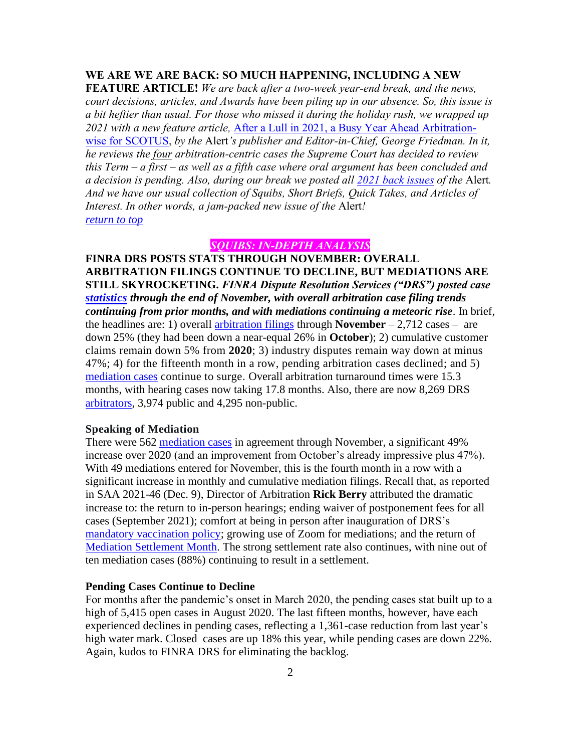**WE ARE WE ARE BACK: SO MUCH HAPPENING, INCLUDING A NEW FEATURE ARTICLE!** *We are back after a two-week year-end break, and the news, court decisions, articles, and Awards have been piling up in our absence. So, this issue is a bit heftier than usual. For those who missed it during the holiday rush, we wrapped up 2021 with a new feature article,* [After a Lull in 2021, a Busy Year Ahead Arbitration-wise for SCOTUS](), *by the* Alert*'s publisher and Editor-in-Chief, George Friedman. In it, he reviews the* ***four*** *arbitration-centric cases the Supreme Court has decided to review this Term – a first – as well as a fifth case where oral argument has been concluded and a decision is pending. Also, during our break we posted all* [*2021 back issues*]() *of the* Alert*. And we have our usual collection of Squibs, Short Briefs, Quick Takes, and Articles of Interest. In other words, a jam-packed new issue of the* Alert*!*
[*return to top*]()

## *SQUIBS: IN-DEPTH ANALYSIS*

**FINRA DRS POSTS STATS THROUGH NOVEMBER: OVERALL ARBITRATION FILINGS CONTINUE TO DECLINE, BUT MEDIATIONS ARE STILL SKYROCKETING.** ***FINRA Dispute Resolution Services ("DRS") posted case*** [***statistics***]() ***through the end of November, with overall arbitration case filing trends continuing from prior months, and with mediations continuing a meteoric rise***. In brief, the headlines are: 1) overall [arbitration filings]() through **November** – 2,712 cases – are down 25% (they had been down a near-equal 26% in **October**); 2) cumulative customer claims remain down 5% from **2020**; 3) industry disputes remain way down at minus 47%; 4) for the fifteenth month in a row, pending arbitration cases declined; and 5) [mediation cases]() continue to surge. Overall arbitration turnaround times were 15.3 months, with hearing cases now taking 17.8 months. Also, there are now 8,269 DRS [arbitrators](), 3,974 public and 4,295 non-public.

### Speaking of Mediation

There were 562 [mediation cases]() in agreement through November, a significant 49% increase over 2020 (and an improvement from October's already impressive plus 47%). With 49 mediations entered for November, this is the fourth month in a row with a significant increase in monthly and cumulative mediation filings. Recall that, as reported in SAA 2021-46 (Dec. 9), Director of Arbitration **Rick Berry** attributed the dramatic increase to: the return to in-person hearings; ending waiver of postponement fees for all cases (September 2021); comfort at being in person after inauguration of DRS's [mandatory vaccination policy](); growing use of Zoom for mediations; and the return of [Mediation Settlement Month](). The strong settlement rate also continues, with nine out of ten mediation cases (88%) continuing to result in a settlement.

### Pending Cases Continue to Decline

For months after the pandemic's onset in March 2020, the pending cases stat built up to a high of 5,415 open cases in August 2020. The last fifteen months, however, have each experienced declines in pending cases, reflecting a 1,361-case reduction from last year's high water mark. Closed cases are up 18% this year, while pending cases are down 22%. Again, kudos to FINRA DRS for eliminating the backlog.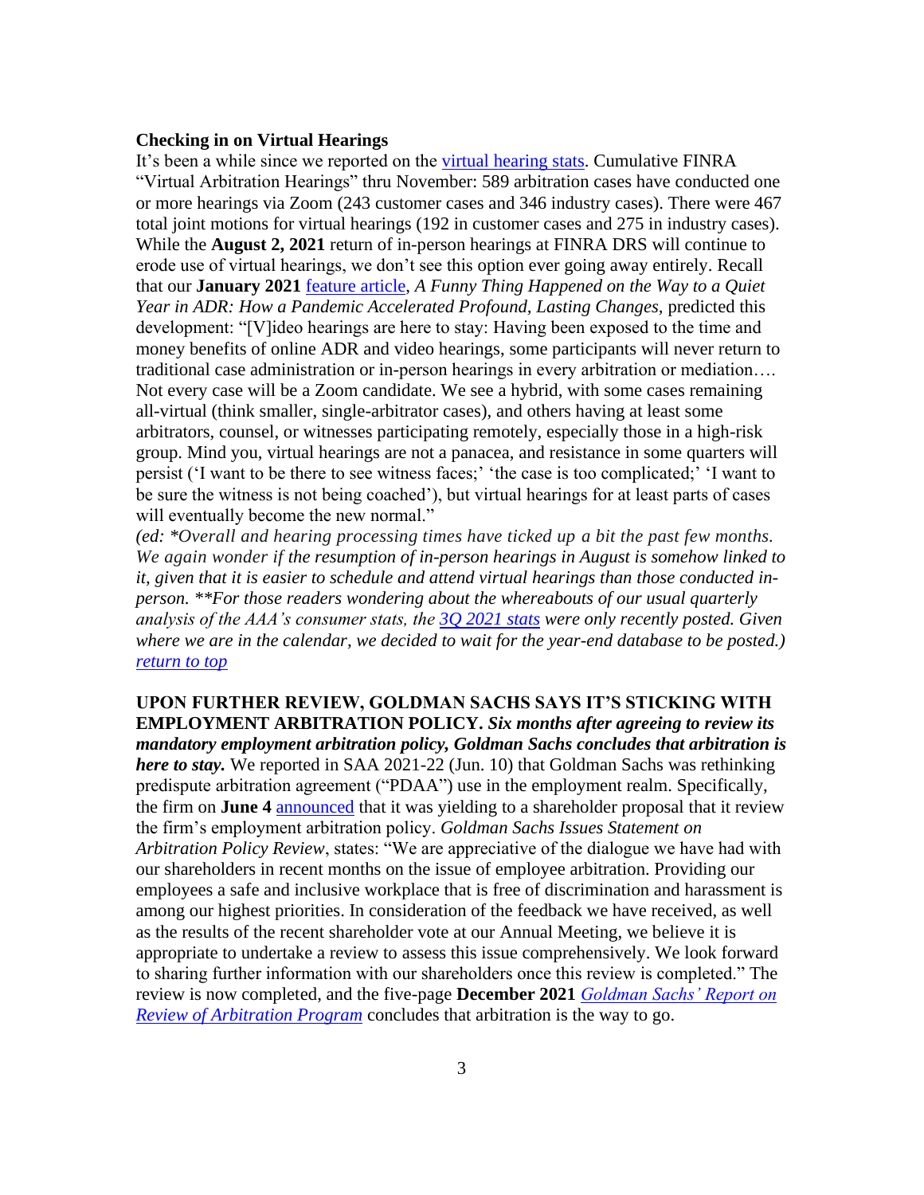**Checking in on Virtual Hearings**

It's been a while since we reported on the virtual hearing stats. Cumulative FINRA "Virtual Arbitration Hearings" thru November: 589 arbitration cases have conducted one or more hearings via Zoom (243 customer cases and 346 industry cases). There were 467 total joint motions for virtual hearings (192 in customer cases and 275 in industry cases). While the **August 2, 2021** return of in-person hearings at FINRA DRS will continue to erode use of virtual hearings, we don't see this option ever going away entirely. Recall that our **January 2021** feature article, *A Funny Thing Happened on the Way to a Quiet Year in ADR: How a Pandemic Accelerated Profound, Lasting Changes*, predicted this development: "[V]ideo hearings are here to stay: Having been exposed to the time and money benefits of online ADR and video hearings, some participants will never return to traditional case administration or in-person hearings in every arbitration or mediation…. Not every case will be a Zoom candidate. We see a hybrid, with some cases remaining all-virtual (think smaller, single-arbitrator cases), and others having at least some arbitrators, counsel, or witnesses participating remotely, especially those in a high-risk group. Mind you, virtual hearings are not a panacea, and resistance in some quarters will persist ('I want to be there to see witness faces;' 'the case is too complicated;' 'I want to be sure the witness is not being coached'), but virtual hearings for at least parts of cases will eventually become the new normal."

*(ed: *Overall and hearing processing times have ticked up a bit the past few months. We again wonder if the resumption of in-person hearings in August is somehow linked to it, given that it is easier to schedule and attend virtual hearings than those conducted in-person. **For those readers wondering about the whereabouts of our usual quarterly analysis of the AAA's consumer stats, the 3Q 2021 stats were only recently posted. Given where we are in the calendar, we decided to wait for the year-end database to be posted.)*

*return to top*

**UPON FURTHER REVIEW, GOLDMAN SACHS SAYS IT'S STICKING WITH EMPLOYMENT ARBITRATION POLICY.** ***Six months after agreeing to review its mandatory employment arbitration policy, Goldman Sachs concludes that arbitration is here to stay.*** We reported in SAA 2021-22 (Jun. 10) that Goldman Sachs was rethinking predispute arbitration agreement ("PDAA") use in the employment realm. Specifically, the firm on **June 4** announced that it was yielding to a shareholder proposal that it review the firm's employment arbitration policy. *Goldman Sachs Issues Statement on Arbitration Policy Review*, states: "We are appreciative of the dialogue we have had with our shareholders in recent months on the issue of employee arbitration. Providing our employees a safe and inclusive workplace that is free of discrimination and harassment is among our highest priorities. In consideration of the feedback we have received, as well as the results of the recent shareholder vote at our Annual Meeting, we believe it is appropriate to undertake a review to assess this issue comprehensively. We look forward to sharing further information with our shareholders once this review is completed." The review is now completed, and the five-page **December 2021** *Goldman Sachs' Report on Review of Arbitration Program* concludes that arbitration is the way to go.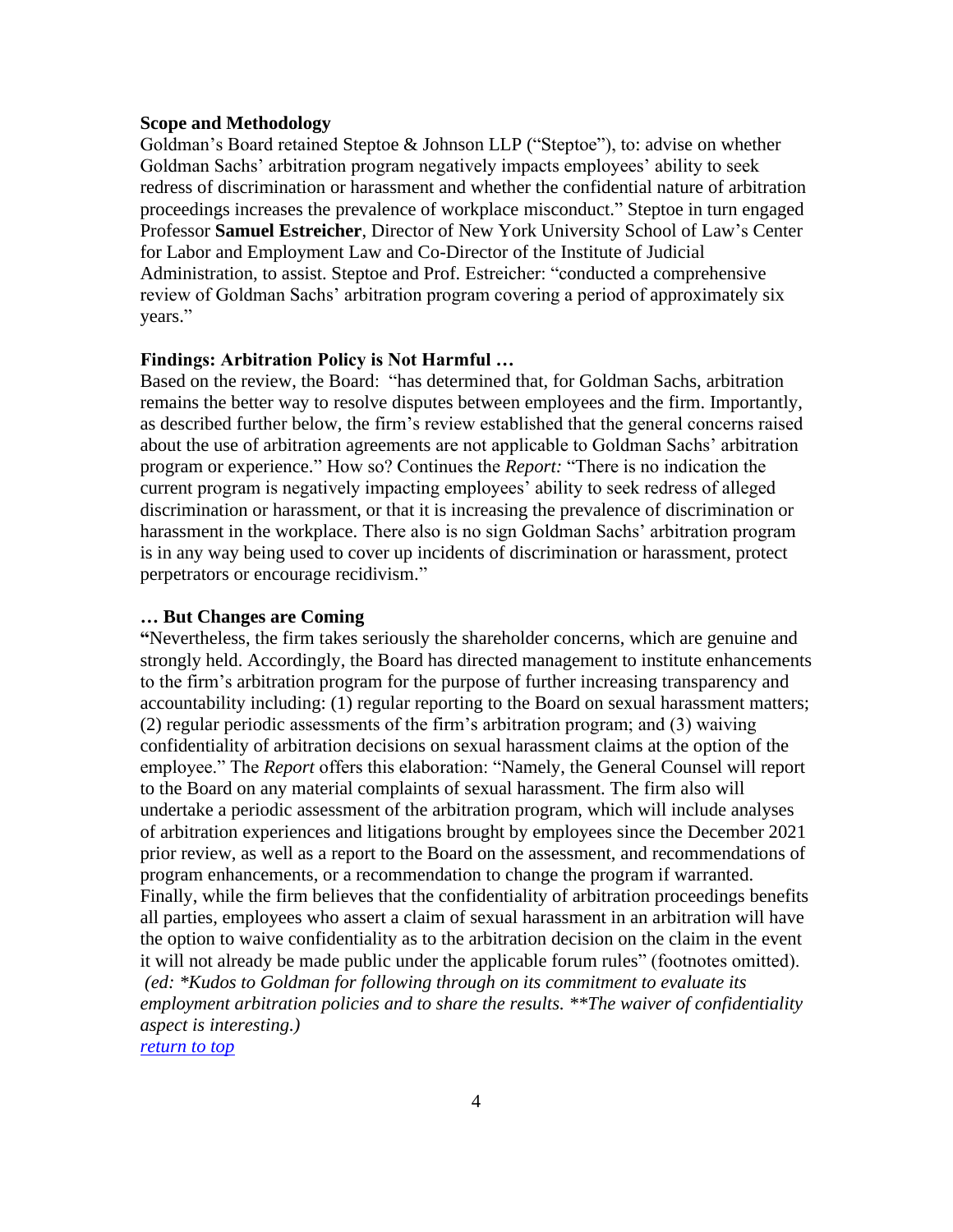**Scope and Methodology**

Goldman's Board retained Steptoe & Johnson LLP ("Steptoe"), to: advise on whether Goldman Sachs' arbitration program negatively impacts employees' ability to seek redress of discrimination or harassment and whether the confidential nature of arbitration proceedings increases the prevalence of workplace misconduct." Steptoe in turn engaged Professor **Samuel Estreicher**, Director of New York University School of Law's Center for Labor and Employment Law and Co-Director of the Institute of Judicial Administration, to assist. Steptoe and Prof. Estreicher: "conducted a comprehensive review of Goldman Sachs' arbitration program covering a period of approximately six years."

**Findings: Arbitration Policy is Not Harmful …**

Based on the review, the Board: "has determined that, for Goldman Sachs, arbitration remains the better way to resolve disputes between employees and the firm. Importantly, as described further below, the firm's review established that the general concerns raised about the use of arbitration agreements are not applicable to Goldman Sachs' arbitration program or experience." How so? Continues the *Report:* "There is no indication the current program is negatively impacting employees' ability to seek redress of alleged discrimination or harassment, or that it is increasing the prevalence of discrimination or harassment in the workplace. There also is no sign Goldman Sachs' arbitration program is in any way being used to cover up incidents of discrimination or harassment, protect perpetrators or encourage recidivism."

**… But Changes are Coming**

**"**Nevertheless, the firm takes seriously the shareholder concerns, which are genuine and strongly held. Accordingly, the Board has directed management to institute enhancements to the firm's arbitration program for the purpose of further increasing transparency and accountability including: (1) regular reporting to the Board on sexual harassment matters; (2) regular periodic assessments of the firm's arbitration program; and (3) waiving confidentiality of arbitration decisions on sexual harassment claims at the option of the employee." The *Report* offers this elaboration: "Namely, the General Counsel will report to the Board on any material complaints of sexual harassment. The firm also will undertake a periodic assessment of the arbitration program, which will include analyses of arbitration experiences and litigations brought by employees since the December 2021 prior review, as well as a report to the Board on the assessment, and recommendations of program enhancements, or a recommendation to change the program if warranted. Finally, while the firm believes that the confidentiality of arbitration proceedings benefits all parties, employees who assert a claim of sexual harassment in an arbitration will have the option to waive confidentiality as to the arbitration decision on the claim in the event it will not already be made public under the applicable forum rules" (footnotes omitted). *(ed: *Kudos to Goldman for following through on its commitment to evaluate its employment arbitration policies and to share the results. **The waiver of confidentiality aspect is interesting.)*

[return to top]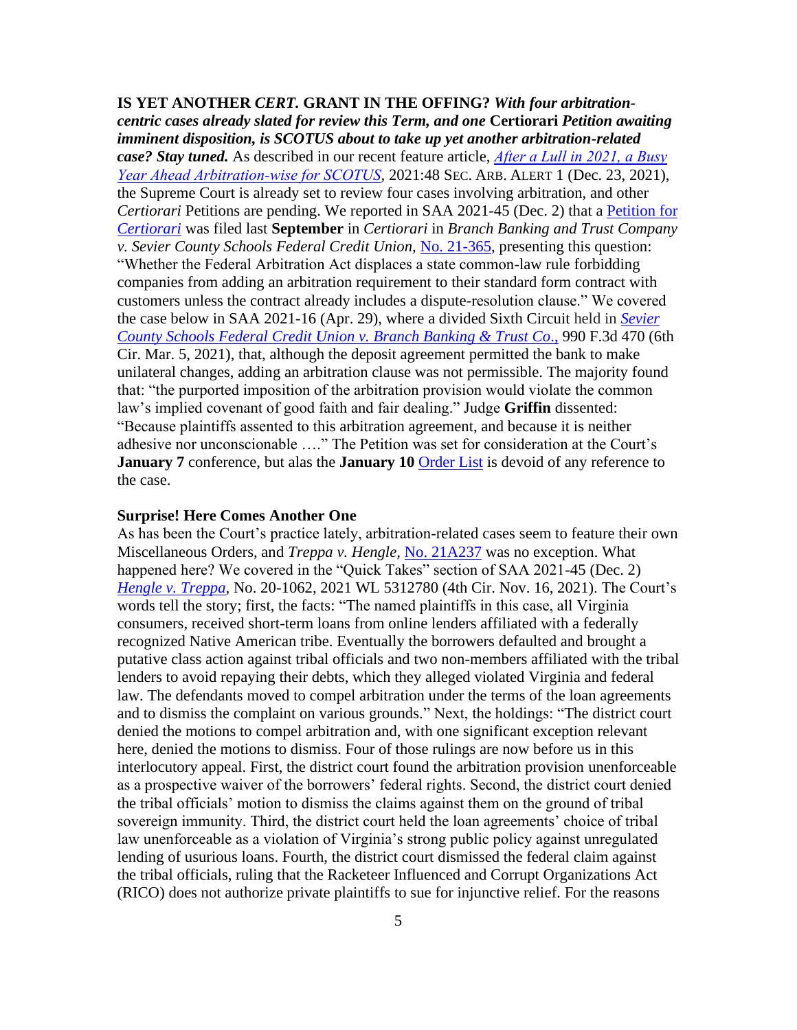**IS YET ANOTHER *CERT.* GRANT IN THE OFFING?** ***With four arbitration-centric cases already slated for review this Term, and one* Certiorari *Petition awaiting imminent disposition, is SCOTUS about to take up yet another arbitration-related case? Stay tuned.*** As described in our recent feature article, *After a Lull in 2021, a Busy Year Ahead Arbitration-wise for SCOTUS*, 2021:48 SEC. ARB. ALERT 1 (Dec. 23, 2021), the Supreme Court is already set to review four cases involving arbitration, and other *Certiorari* Petitions are pending. We reported in SAA 2021-45 (Dec. 2) that a Petition for *Certiorari* was filed last **September** in *Certiorari* in *Branch Banking and Trust Company v. Sevier County Schools Federal Credit Union*, No. 21-365, presenting this question: "Whether the Federal Arbitration Act displaces a state common-law rule forbidding companies from adding an arbitration requirement to their standard form contract with customers unless the contract already includes a dispute-resolution clause." We covered the case below in SAA 2021-16 (Apr. 29), where a divided Sixth Circuit held in *Sevier County Schools Federal Credit Union v. Branch Banking & Trust Co.*, 990 F.3d 470 (6th Cir. Mar. 5, 2021), that, although the deposit agreement permitted the bank to make unilateral changes, adding an arbitration clause was not permissible. The majority found that: "the purported imposition of the arbitration provision would violate the common law's implied covenant of good faith and fair dealing." Judge **Griffin** dissented: "Because plaintiffs assented to this arbitration agreement, and because it is neither adhesive nor unconscionable …." The Petition was set for consideration at the Court's **January 7** conference, but alas the **January 10** Order List is devoid of any reference to the case.

**Surprise! Here Comes Another One**

As has been the Court's practice lately, arbitration-related cases seem to feature their own Miscellaneous Orders, and *Treppa v. Hengle*, No. 21A237 was no exception. What happened here? We covered in the "Quick Takes" section of SAA 2021-45 (Dec. 2) *Hengle v. Treppa*, No. 20-1062, 2021 WL 5312780 (4th Cir. Nov. 16, 2021). The Court's words tell the story; first, the facts: "The named plaintiffs in this case, all Virginia consumers, received short-term loans from online lenders affiliated with a federally recognized Native American tribe. Eventually the borrowers defaulted and brought a putative class action against tribal officials and two non-members affiliated with the tribal lenders to avoid repaying their debts, which they alleged violated Virginia and federal law. The defendants moved to compel arbitration under the terms of the loan agreements and to dismiss the complaint on various grounds." Next, the holdings: "The district court denied the motions to compel arbitration and, with one significant exception relevant here, denied the motions to dismiss. Four of those rulings are now before us in this interlocutory appeal. First, the district court found the arbitration provision unenforceable as a prospective waiver of the borrowers' federal rights. Second, the district court denied the tribal officials' motion to dismiss the claims against them on the ground of tribal sovereign immunity. Third, the district court held the loan agreements' choice of tribal law unenforceable as a violation of Virginia's strong public policy against unregulated lending of usurious loans. Fourth, the district court dismissed the federal claim against the tribal officials, ruling that the Racketeer Influenced and Corrupt Organizations Act (RICO) does not authorize private plaintiffs to sue for injunctive relief. For the reasons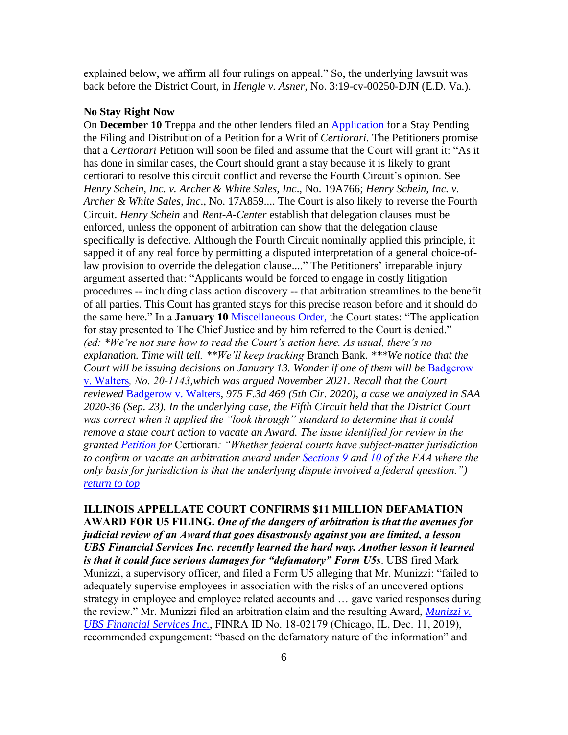explained below, we affirm all four rulings on appeal." So, the underlying lawsuit was back before the District Court, in *Hengle v. Asner,* No. 3:19-cv-00250-DJN (E.D. Va.).

**No Stay Right Now**

On **December 10** Treppa and the other lenders filed an Application for a Stay Pending the Filing and Distribution of a Petition for a Writ of *Certiorari.* The Petitioners promise that a *Certiorari* Petition will soon be filed and assume that the Court will grant it: "As it has done in similar cases, the Court should grant a stay because it is likely to grant certiorari to resolve this circuit conflict and reverse the Fourth Circuit's opinion. See *Henry Schein, Inc. v. Archer & White Sales, Inc*., No. 19A766; *Henry Schein, Inc. v. Archer & White Sales, Inc*., No. 17A859.... The Court is also likely to reverse the Fourth Circuit. *Henry Schein* and *Rent-A-Center* establish that delegation clauses must be enforced, unless the opponent of arbitration can show that the delegation clause specifically is defective. Although the Fourth Circuit nominally applied this principle, it sapped it of any real force by permitting a disputed interpretation of a general choice-of-law provision to override the delegation clause...." The Petitioners' irreparable injury argument asserted that: "Applicants would be forced to engage in costly litigation procedures -- including class action discovery -- that arbitration streamlines to the benefit of all parties. This Court has granted stays for this precise reason before and it should do the same here." In a **January 10** Miscellaneous Order, the Court states: "The application for stay presented to The Chief Justice and by him referred to the Court is denied." *(ed: *We're not sure how to read the Court's action here. As usual, there's no explanation. Time will tell. **We'll keep tracking* Branch Bank*. ***We notice that the Court will be issuing decisions on January 13. Wonder if one of them will be* Badgerow v. Walters*, No. 20-1143,which was argued November 2021. Recall that the Court reviewed* Badgerow v. Walters*, 975 F.3d 469 (5th Cir. 2020), a case we analyzed in SAA 2020-36 (Sep. 23). In the underlying case, the Fifth Circuit held that the District Court was correct when it applied the "look through" standard to determine that it could remove a state court action to vacate an Award. The issue identified for review in the granted Petition for* Certiorari*: "Whether federal courts have subject-matter jurisdiction to confirm or vacate an arbitration award under Sections 9 and 10 of the FAA where the only basis for jurisdiction is that the underlying dispute involved a federal question.")*
*return to top*

**ILLINOIS APPELLATE COURT CONFIRMS $11 MILLION DEFAMATION AWARD FOR U5 FILING.** ***One of the dangers of arbitration is that the avenues for judicial review of an Award that goes disastrously against you are limited, a lesson UBS Financial Services Inc. recently learned the hard way. Another lesson it learned is that it could face serious damages for "defamatory" Form U5s***. UBS fired Mark Munizzi, a supervisory officer, and filed a Form U5 alleging that Mr. Munizzi: "failed to adequately supervise employees in association with the risks of an uncovered options strategy in employee and employee related accounts and … gave varied responses during the review." Mr. Munizzi filed an arbitration claim and the resulting Award, ***Munizzi v. UBS Financial Services Inc.***, FINRA ID No. 18-02179 (Chicago, IL, Dec. 11, 2019), recommended expungement: "based on the defamatory nature of the information" and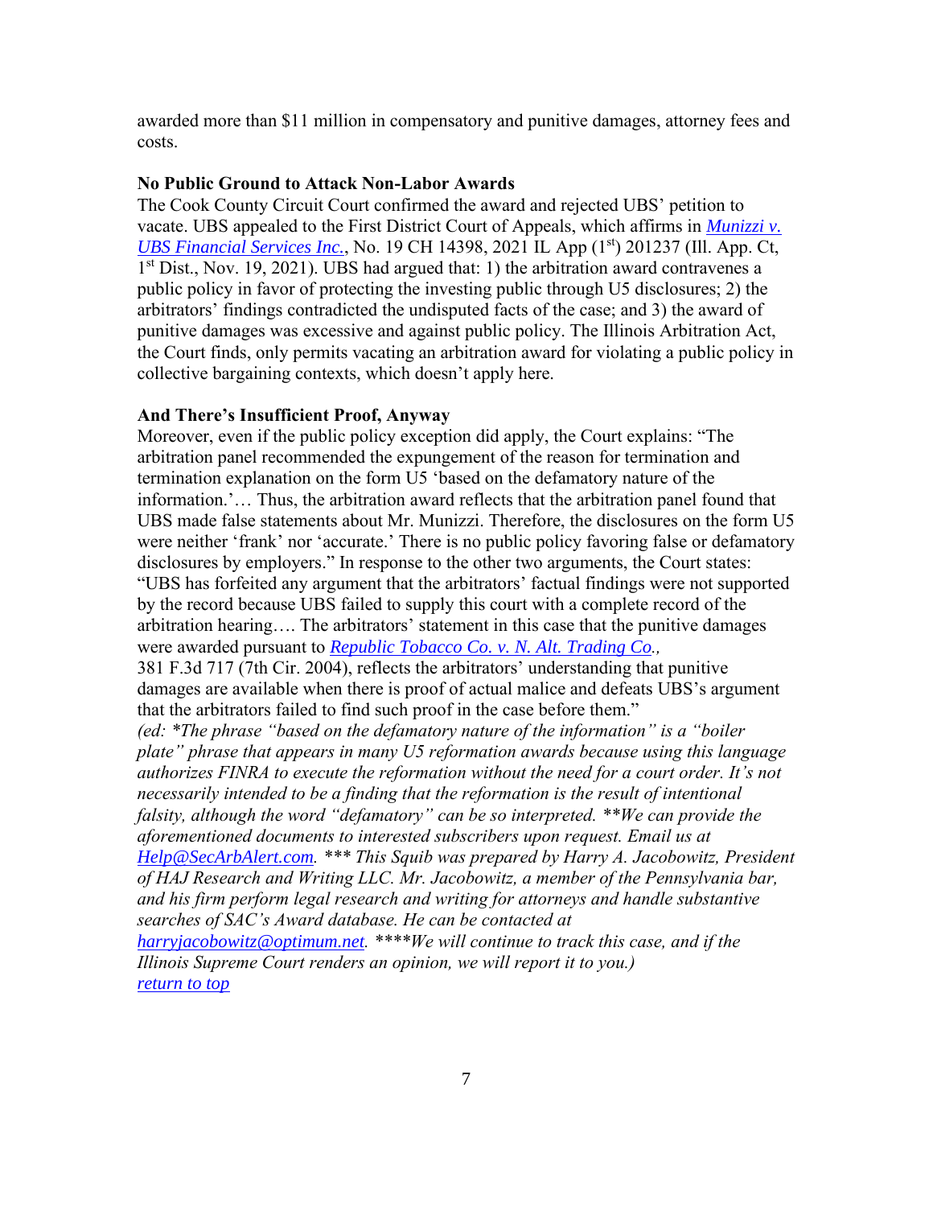awarded more than $11 million in compensatory and punitive damages, attorney fees and costs.

**No Public Ground to Attack Non-Labor Awards**

The Cook County Circuit Court confirmed the award and rejected UBS' petition to vacate. UBS appealed to the First District Court of Appeals, which affirms in *Munizzi v. UBS Financial Services Inc.*, No. 19 CH 14398, 2021 IL App (1st) 201237 (Ill. App. Ct, 1st Dist., Nov. 19, 2021). UBS had argued that: 1) the arbitration award contravenes a public policy in favor of protecting the investing public through U5 disclosures; 2) the arbitrators' findings contradicted the undisputed facts of the case; and 3) the award of punitive damages was excessive and against public policy. The Illinois Arbitration Act, the Court finds, only permits vacating an arbitration award for violating a public policy in collective bargaining contexts, which doesn't apply here.

**And There's Insufficient Proof, Anyway**

Moreover, even if the public policy exception did apply, the Court explains: "The arbitration panel recommended the expungement of the reason for termination and termination explanation on the form U5 'based on the defamatory nature of the information.'… Thus, the arbitration award reflects that the arbitration panel found that UBS made false statements about Mr. Munizzi. Therefore, the disclosures on the form U5 were neither 'frank' nor 'accurate.' There is no public policy favoring false or defamatory disclosures by employers." In response to the other two arguments, the Court states: "UBS has forfeited any argument that the arbitrators' factual findings were not supported by the record because UBS failed to supply this court with a complete record of the arbitration hearing…. The arbitrators' statement in this case that the punitive damages were awarded pursuant to *Republic Tobacco Co. v. N. Alt. Trading Co.*, 381 F.3d 717 (7th Cir. 2004), reflects the arbitrators' understanding that punitive damages are available when there is proof of actual malice and defeats UBS's argument that the arbitrators failed to find such proof in the case before them."

*(ed: \*The phrase "based on the defamatory nature of the information" is a "boiler plate" phrase that appears in many U5 reformation awards because using this language authorizes FINRA to execute the reformation without the need for a court order. It's not necessarily intended to be a finding that the reformation is the result of intentional falsity, although the word "defamatory" can be so interpreted. \*\*We can provide the aforementioned documents to interested subscribers upon request. Email us at Help@SecArbAlert.com. \*\*\* This Squib was prepared by Harry A. Jacobowitz, President of HAJ Research and Writing LLC. Mr. Jacobowitz, a member of the Pennsylvania bar, and his firm perform legal research and writing for attorneys and handle substantive searches of SAC's Award database. He can be contacted at harryjacobowitz@optimum.net. \*\*\*\*We will continue to track this case, and if the Illinois Supreme Court renders an opinion, we will report it to you.)*

return to top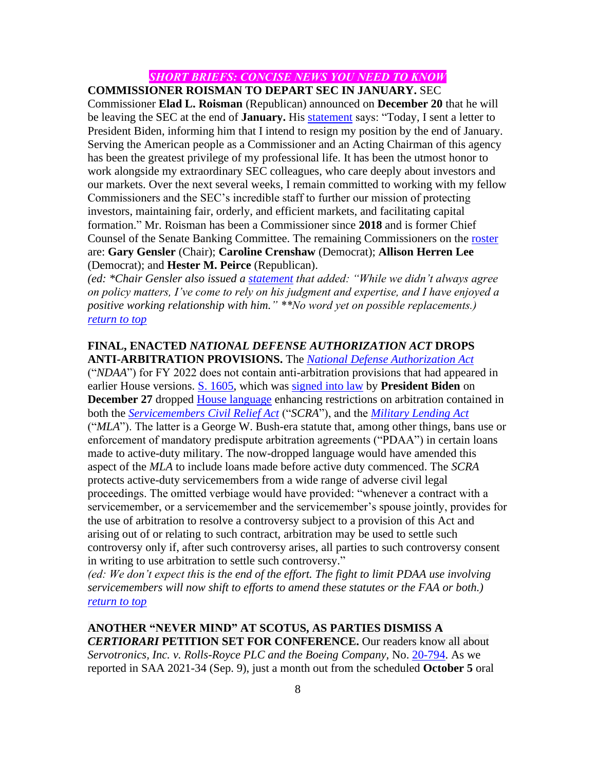## *SHORT BRIEFS: CONCISE NEWS YOU NEED TO KNOW*

**COMMISSIONER ROISMAN TO DEPART SEC IN JANUARY.** SEC Commissioner **Elad L. Roisman** (Republican) announced on **December 20** that he will be leaving the SEC at the end of **January.** His statement says: "Today, I sent a letter to President Biden, informing him that I intend to resign my position by the end of January. Serving the American people as a Commissioner and an Acting Chairman of this agency has been the greatest privilege of my professional life. It has been the utmost honor to work alongside my extraordinary SEC colleagues, who care deeply about investors and our markets. Over the next several weeks, I remain committed to working with my fellow Commissioners and the SEC's incredible staff to further our mission of protecting investors, maintaining fair, orderly, and efficient markets, and facilitating capital formation." Mr. Roisman has been a Commissioner since **2018** and is former Chief Counsel of the Senate Banking Committee. The remaining Commissioners on the roster are: **Gary Gensler** (Chair); **Caroline Crenshaw** (Democrat); **Allison Herren Lee** (Democrat); and **Hester M. Peirce** (Republican).

*(ed: \*Chair Gensler also issued a statement that added: "While we didn't always agree on policy matters, I've come to rely on his judgment and expertise, and I have enjoyed a positive working relationship with him." \*\*No word yet on possible replacements.)*

*return to top*

**FINAL, ENACTED *NATIONAL DEFENSE AUTHORIZATION ACT* DROPS ANTI-ARBITRATION PROVISIONS.** The *National Defense Authorization Act* ("*NDAA*") for FY 2022 does not contain anti-arbitration provisions that had appeared in earlier House versions. S. 1605, which was signed into law by **President Biden** on **December 27** dropped House language enhancing restrictions on arbitration contained in both the *Servicemembers Civil Relief Act* ("*SCRA*"), and the *Military Lending Act* ("*MLA*"). The latter is a George W. Bush-era statute that, among other things, bans use or enforcement of mandatory predispute arbitration agreements ("PDAA") in certain loans made to active-duty military. The now-dropped language would have amended this aspect of the *MLA* to include loans made before active duty commenced. The *SCRA* protects active-duty servicemembers from a wide range of adverse civil legal proceedings. The omitted verbiage would have provided: "whenever a contract with a servicemember, or a servicemember and the servicemember's spouse jointly, provides for the use of arbitration to resolve a controversy subject to a provision of this Act and arising out of or relating to such contract, arbitration may be used to settle such controversy only if, after such controversy arises, all parties to such controversy consent in writing to use arbitration to settle such controversy."

*(ed: We don't expect this is the end of the effort. The fight to limit PDAA use involving servicemembers will now shift to efforts to amend these statutes or the FAA or both.)*

*return to top*

**ANOTHER "NEVER MIND" AT SCOTUS, AS PARTIES DISMISS A *CERTIORARI* PETITION SET FOR CONFERENCE.** Our readers know all about *Servotronics, Inc. v. Rolls-Royce PLC and the Boeing Company*, No. 20-794. As we reported in SAA 2021-34 (Sep. 9), just a month out from the scheduled **October 5** oral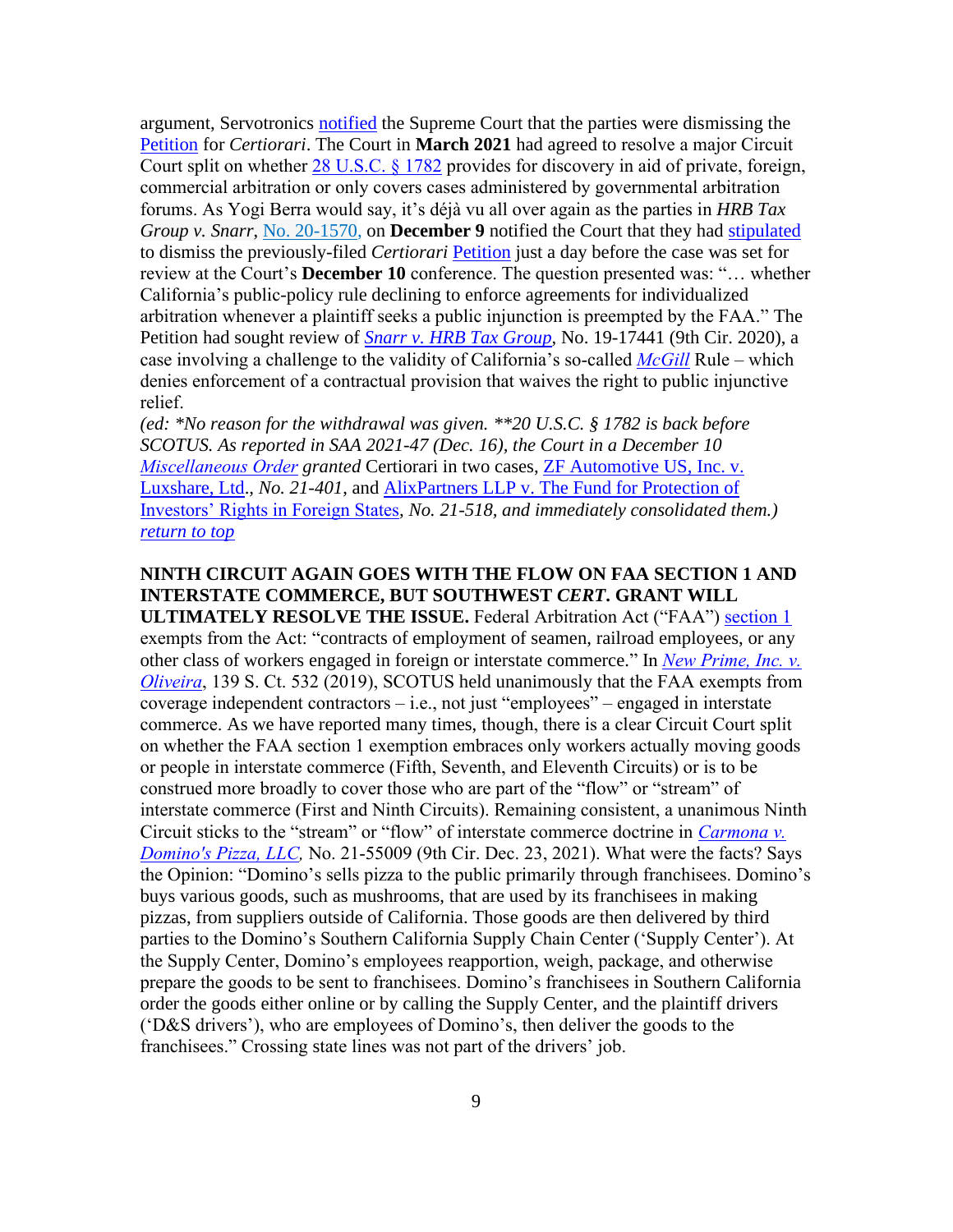argument, Servotronics notified the Supreme Court that the parties were dismissing the Petition for *Certiorari*. The Court in **March 2021** had agreed to resolve a major Circuit Court split on whether 28 U.S.C. § 1782 provides for discovery in aid of private, foreign, commercial arbitration or only covers cases administered by governmental arbitration forums. As Yogi Berra would say, it's déjà vu all over again as the parties in *HRB Tax Group v. Snarr*, No. 20-1570, on **December 9** notified the Court that they had stipulated to dismiss the previously-filed *Certiorari* Petition just a day before the case was set for review at the Court's **December 10** conference. The question presented was: "… whether California's public-policy rule declining to enforce agreements for individualized arbitration whenever a plaintiff seeks a public injunction is preempted by the FAA." The Petition had sought review of ***Snarr v. HRB Tax Group***, No. 19-17441 (9th Cir. 2020), a case involving a challenge to the validity of California's so-called *McGill* Rule – which denies enforcement of a contractual provision that waives the right to public injunctive relief.

*(ed: \*No reason for the withdrawal was given. \*\*20 U.S.C. § 1782 is back before SCOTUS. As reported in SAA 2021-47 (Dec. 16), the Court in a December 10 Miscellaneous Order granted* Certiorari in two cases, ZF Automotive US, Inc. v. Luxshare, Ltd., *No. 21-401*, and AlixPartners LLP v. The Fund for Protection of Investors' Rights in Foreign States, *No. 21-518, and immediately consolidated them.)*

*return to top*

**NINTH CIRCUIT AGAIN GOES WITH THE FLOW ON FAA SECTION 1 AND INTERSTATE COMMERCE, BUT SOUTHWEST *CERT*. GRANT WILL ULTIMATELY RESOLVE THE ISSUE.** Federal Arbitration Act ("FAA") section 1 exempts from the Act: "contracts of employment of seamen, railroad employees, or any other class of workers engaged in foreign or interstate commerce." In *New Prime, Inc. v. Oliveira*, 139 S. Ct. 532 (2019), SCOTUS held unanimously that the FAA exempts from coverage independent contractors – i.e., not just "employees" – engaged in interstate commerce. As we have reported many times, though, there is a clear Circuit Court split on whether the FAA section 1 exemption embraces only workers actually moving goods or people in interstate commerce (Fifth, Seventh, and Eleventh Circuits) or is to be construed more broadly to cover those who are part of the "flow" or "stream" of interstate commerce (First and Ninth Circuits). Remaining consistent, a unanimous Ninth Circuit sticks to the "stream" or "flow" of interstate commerce doctrine in *Carmona v. Domino's Pizza, LLC,* No. 21-55009 (9th Cir. Dec. 23, 2021). What were the facts? Says the Opinion: "Domino's sells pizza to the public primarily through franchisees. Domino's buys various goods, such as mushrooms, that are used by its franchisees in making pizzas, from suppliers outside of California. Those goods are then delivered by third parties to the Domino's Southern California Supply Chain Center ('Supply Center'). At the Supply Center, Domino's employees reapportion, weigh, package, and otherwise prepare the goods to be sent to franchisees. Domino's franchisees in Southern California order the goods either online or by calling the Supply Center, and the plaintiff drivers ('D&S drivers'), who are employees of Domino's, then deliver the goods to the franchisees." Crossing state lines was not part of the drivers' job.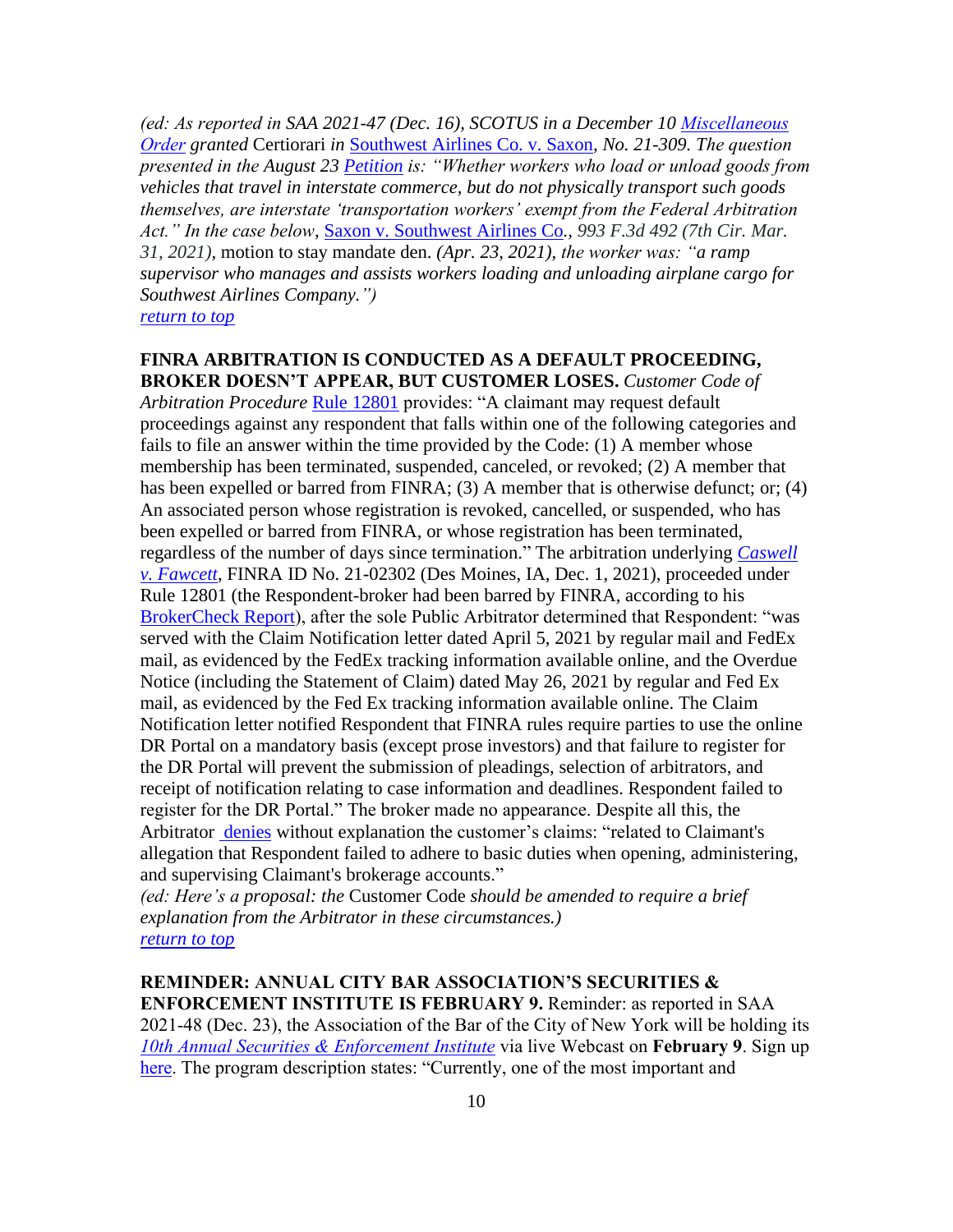*(ed: As reported in SAA 2021-47 (Dec. 16), SCOTUS in a December 10 Miscellaneous Order granted* Certiorari *in* Southwest Airlines Co. v. Saxon*, No. 21-309. The question presented in the August 23 Petition is: "Whether workers who load or unload goods from vehicles that travel in interstate commerce, but do not physically transport such goods themselves, are interstate 'transportation workers' exempt from the Federal Arbitration Act." In the case below*, Saxon v. Southwest Airlines Co.*, 993 F.3d 492 (7th Cir. Mar. 31, 2021)*, motion to stay mandate den. *(Apr. 23, 2021), the worker was: "a ramp supervisor who manages and assists workers loading and unloading airplane cargo for Southwest Airlines Company.")*

return to top

**FINRA ARBITRATION IS CONDUCTED AS A DEFAULT PROCEEDING, BROKER DOESN'T APPEAR, BUT CUSTOMER LOSES.** *Customer Code of Arbitration Procedure* Rule 12801 provides: "A claimant may request default proceedings against any respondent that falls within one of the following categories and fails to file an answer within the time provided by the Code: (1) A member whose membership has been terminated, suspended, canceled, or revoked; (2) A member that has been expelled or barred from FINRA; (3) A member that is otherwise defunct; or; (4) An associated person whose registration is revoked, cancelled, or suspended, who has been expelled or barred from FINRA, or whose registration has been terminated, regardless of the number of days since termination." The arbitration underlying *Caswell v. Fawcett*, FINRA ID No. 21-02302 (Des Moines, IA, Dec. 1, 2021), proceeded under Rule 12801 (the Respondent-broker had been barred by FINRA, according to his BrokerCheck Report), after the sole Public Arbitrator determined that Respondent: "was served with the Claim Notification letter dated April 5, 2021 by regular mail and FedEx mail, as evidenced by the FedEx tracking information available online, and the Overdue Notice (including the Statement of Claim) dated May 26, 2021 by regular and Fed Ex mail, as evidenced by the Fed Ex tracking information available online. The Claim Notification letter notified Respondent that FINRA rules require parties to use the online DR Portal on a mandatory basis (except prose investors) and that failure to register for the DR Portal will prevent the submission of pleadings, selection of arbitrators, and receipt of notification relating to case information and deadlines. Respondent failed to register for the DR Portal." The broker made no appearance. Despite all this, the Arbitrator denies without explanation the customer's claims: "related to Claimant's allegation that Respondent failed to adhere to basic duties when opening, administering, and supervising Claimant's brokerage accounts."

*(ed: Here's a proposal: the* Customer Code *should be amended to require a brief explanation from the Arbitrator in these circumstances.)*

return to top

**REMINDER: ANNUAL CITY BAR ASSOCIATION'S SECURITIES & ENFORCEMENT INSTITUTE IS FEBRUARY 9.** Reminder: as reported in SAA 2021-48 (Dec. 23), the Association of the Bar of the City of New York will be holding its *10th Annual Securities & Enforcement Institute* via live Webcast on **February 9**. Sign up here. The program description states: "Currently, one of the most important and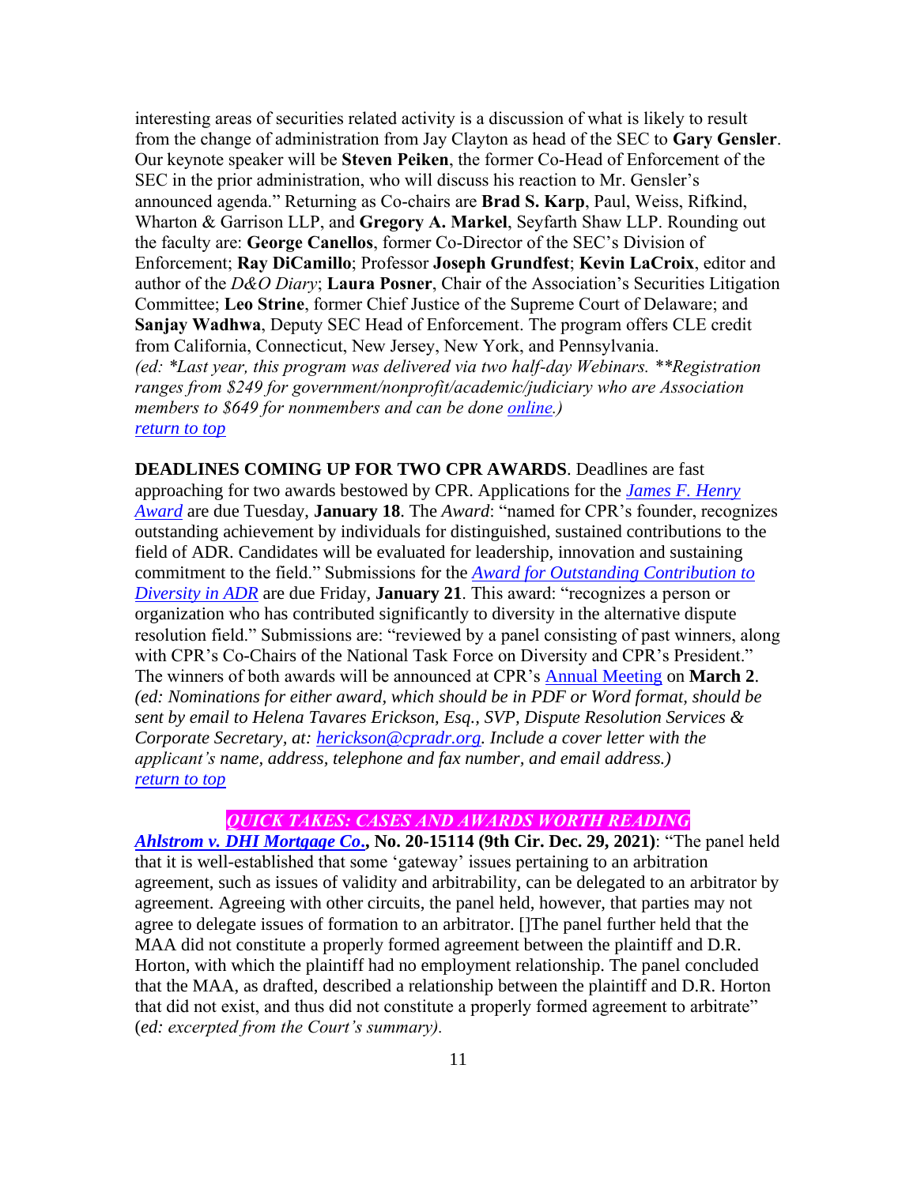interesting areas of securities related activity is a discussion of what is likely to result from the change of administration from Jay Clayton as head of the SEC to **Gary Gensler**. Our keynote speaker will be **Steven Peiken**, the former Co-Head of Enforcement of the SEC in the prior administration, who will discuss his reaction to Mr. Gensler's announced agenda." Returning as Co-chairs are **Brad S. Karp**, Paul, Weiss, Rifkind, Wharton & Garrison LLP, and **Gregory A. Markel**, Seyfarth Shaw LLP. Rounding out the faculty are: **George Canellos**, former Co-Director of the SEC's Division of Enforcement; **Ray DiCamillo**; Professor **Joseph Grundfest**; **Kevin LaCroix**, editor and author of the *D&O Diary*; **Laura Posner**, Chair of the Association's Securities Litigation Committee; **Leo Strine**, former Chief Justice of the Supreme Court of Delaware; and **Sanjay Wadhwa**, Deputy SEC Head of Enforcement. The program offers CLE credit from California, Connecticut, New Jersey, New York, and Pennsylvania.
*(ed: *Last year, this program was delivered via two half-day Webinars. **Registration ranges from $249 for government/nonprofit/academic/judiciary who are Association members to $649 for nonmembers and can be done online.)*
*return to top*

**DEADLINES COMING UP FOR TWO CPR AWARDS**. Deadlines are fast approaching for two awards bestowed by CPR. Applications for the ***James F. Henry Award*** are due Tuesday, **January 18**. The *Award*: "named for CPR's founder, recognizes outstanding achievement by individuals for distinguished, sustained contributions to the field of ADR. Candidates will be evaluated for leadership, innovation and sustaining commitment to the field." Submissions for the ***Award for Outstanding Contribution to Diversity in ADR*** are due Friday, **January 21**. This award: "recognizes a person or organization who has contributed significantly to diversity in the alternative dispute resolution field." Submissions are: "reviewed by a panel consisting of past winners, along with CPR's Co-Chairs of the National Task Force on Diversity and CPR's President." The winners of both awards will be announced at CPR's Annual Meeting on **March 2**.
*(ed: Nominations for either award, which should be in PDF or Word format, should be sent by email to Helena Tavares Erickson, Esq., SVP, Dispute Resolution Services & Corporate Secretary, at: herickson@cpradr.org. Include a cover letter with the applicant's name, address, telephone and fax number, and email address.)*
*return to top*

## *QUICK TAKES: CASES AND AWARDS WORTH READING*

***Ahlstrom v. DHI Mortgage Co*., No. 20-15114 (9th Cir. Dec. 29, 2021)**: "The panel held that it is well-established that some 'gateway' issues pertaining to an arbitration agreement, such as issues of validity and arbitrability, can be delegated to an arbitrator by agreement. Agreeing with other circuits, the panel held, however, that parties may not agree to delegate issues of formation to an arbitrator. []The panel further held that the MAA did not constitute a properly formed agreement between the plaintiff and D.R. Horton, with which the plaintiff had no employment relationship. The panel concluded that the MAA, as drafted, described a relationship between the plaintiff and D.R. Horton that did not exist, and thus did not constitute a properly formed agreement to arbitrate" (*ed: excerpted from the Court's summary).*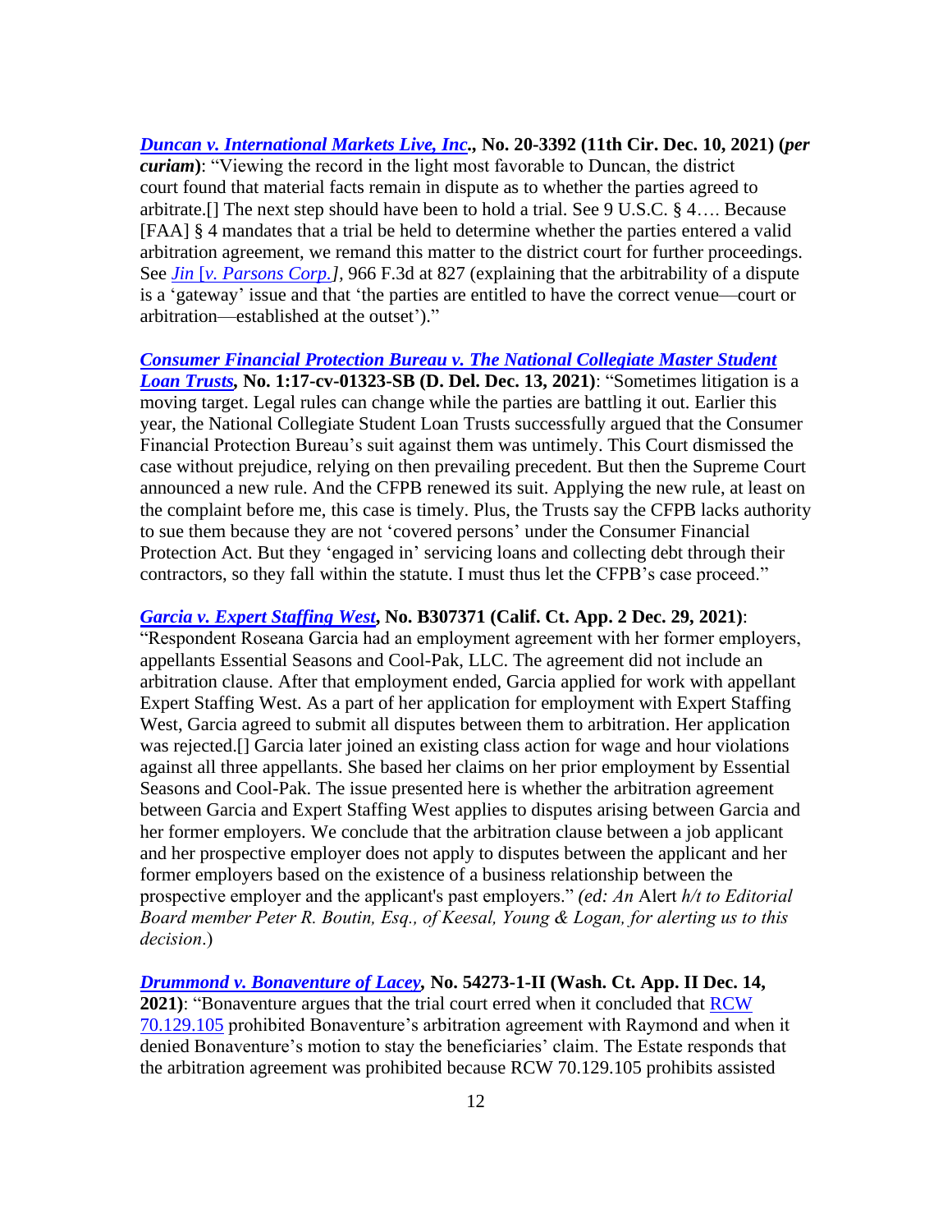[***Duncan v. International Markets Live, Inc***]**., No. 20-3392 (11th Cir. Dec. 10, 2021) (*per curiam*)**: "Viewing the record in the light most favorable to Duncan, the district court found that material facts remain in dispute as to whether the parties agreed to arbitrate.[] The next step should have been to hold a trial. See 9 U.S.C. § 4…. Because [FAA] § 4 mandates that a trial be held to determine whether the parties entered a valid arbitration agreement, we remand this matter to the district court for further proceedings. See *Jin* [*v. Parsons Corp.*]*,* 966 F.3d at 827 (explaining that the arbitrability of a dispute is a 'gateway' issue and that 'the parties are entitled to have the correct venue—court or arbitration—established at the outset')."

[***Consumer Financial Protection Bureau v. The National Collegiate Master Student Loan Trusts***]**, No. 1:17-cv-01323-SB (D. Del. Dec. 13, 2021)**: "Sometimes litigation is a moving target. Legal rules can change while the parties are battling it out. Earlier this year, the National Collegiate Student Loan Trusts successfully argued that the Consumer Financial Protection Bureau's suit against them was untimely. This Court dismissed the case without prejudice, relying on then prevailing precedent. But then the Supreme Court announced a new rule. And the CFPB renewed its suit. Applying the new rule, at least on the complaint before me, this case is timely. Plus, the Trusts say the CFPB lacks authority to sue them because they are not 'covered persons' under the Consumer Financial Protection Act. But they 'engaged in' servicing loans and collecting debt through their contractors, so they fall within the statute. I must thus let the CFPB's case proceed."

[***Garcia v. Expert Staffing West***]**, No. B307371 (Calif. Ct. App. 2 Dec. 29, 2021)**: "Respondent Roseana Garcia had an employment agreement with her former employers, appellants Essential Seasons and Cool-Pak, LLC. The agreement did not include an arbitration clause. After that employment ended, Garcia applied for work with appellant Expert Staffing West. As a part of her application for employment with Expert Staffing West, Garcia agreed to submit all disputes between them to arbitration. Her application was rejected.[] Garcia later joined an existing class action for wage and hour violations against all three appellants. She based her claims on her prior employment by Essential Seasons and Cool-Pak. The issue presented here is whether the arbitration agreement between Garcia and Expert Staffing West applies to disputes arising between Garcia and her former employers. We conclude that the arbitration clause between a job applicant and her prospective employer does not apply to disputes between the applicant and her former employers based on the existence of a business relationship between the prospective employer and the applicant's past employers." *(ed: An* Alert *h/t to Editorial Board member Peter R. Boutin, Esq., of Keesal, Young & Logan, for alerting us to this decision*.)

[***Drummond v. Bonaventure of Lacey***]**, No. 54273-1-II (Wash. Ct. App. II Dec. 14, 2021)**: "Bonaventure argues that the trial court erred when it concluded that RCW 70.129.105 prohibited Bonaventure's arbitration agreement with Raymond and when it denied Bonaventure's motion to stay the beneficiaries' claim. The Estate responds that the arbitration agreement was prohibited because RCW 70.129.105 prohibits assisted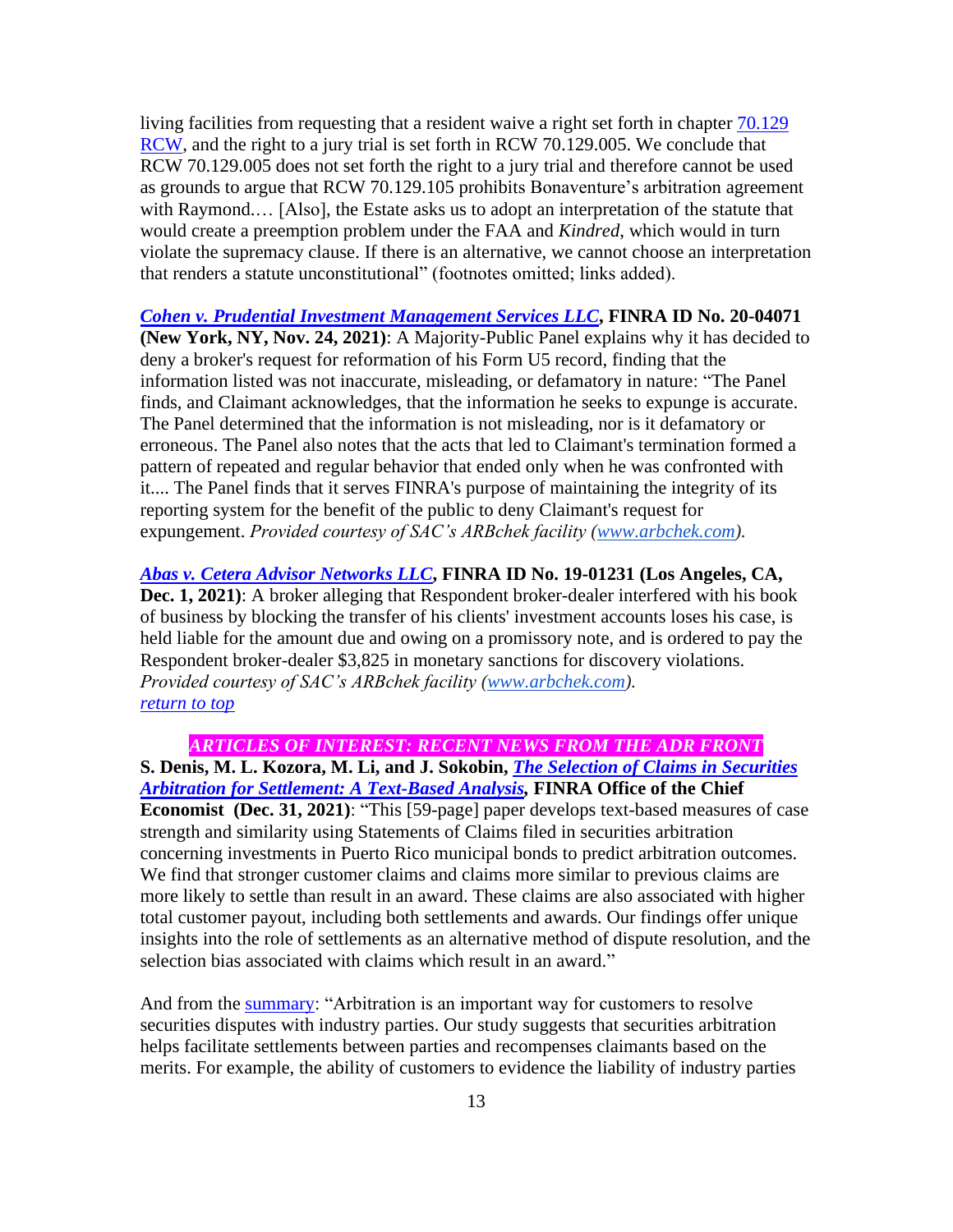living facilities from requesting that a resident waive a right set forth in chapter [70.129 RCW](), and the right to a jury trial is set forth in RCW 70.129.005. We conclude that RCW 70.129.005 does not set forth the right to a jury trial and therefore cannot be used as grounds to argue that RCW 70.129.105 prohibits Bonaventure's arbitration agreement with Raymond.… [Also], the Estate asks us to adopt an interpretation of the statute that would create a preemption problem under the FAA and *Kindred*, which would in turn violate the supremacy clause. If there is an alternative, we cannot choose an interpretation that renders a statute unconstitutional" (footnotes omitted; links added).

***Cohen v. Prudential Investment Management Services LLC*, FINRA ID No. 20-04071 (New York, NY, Nov. 24, 2021)**: A Majority-Public Panel explains why it has decided to deny a broker's request for reformation of his Form U5 record, finding that the information listed was not inaccurate, misleading, or defamatory in nature: "The Panel finds, and Claimant acknowledges, that the information he seeks to expunge is accurate. The Panel determined that the information is not misleading, nor is it defamatory or erroneous. The Panel also notes that the acts that led to Claimant's termination formed a pattern of repeated and regular behavior that ended only when he was confronted with it.... The Panel finds that it serves FINRA's purpose of maintaining the integrity of its reporting system for the benefit of the public to deny Claimant's request for expungement. *Provided courtesy of SAC's ARBchek facility (www.arbchek.com).*

***Abas v. Cetera Advisor Networks LLC*, FINRA ID No. 19-01231 (Los Angeles, CA, Dec. 1, 2021)**: A broker alleging that Respondent broker-dealer interfered with his book of business by blocking the transfer of his clients' investment accounts loses his case, is held liable for the amount due and owing on a promissory note, and is ordered to pay the Respondent broker-dealer $3,825 in monetary sanctions for discovery violations. *Provided courtesy of SAC's ARBchek facility (www.arbchek.com).*
*return to top*

## *ARTICLES OF INTEREST: RECENT NEWS FROM THE ADR FRONT*

**S. Denis, M. L. Kozora, M. Li, and J. Sokobin, *The Selection of Claims in Securities Arbitration for Settlement: A Text-Based Analysis*, FINRA Office of the Chief Economist (Dec. 31, 2021)**: "This [59-page] paper develops text-based measures of case strength and similarity using Statements of Claims filed in securities arbitration concerning investments in Puerto Rico municipal bonds to predict arbitration outcomes. We find that stronger customer claims and claims more similar to previous claims are more likely to settle than result in an award. These claims are also associated with higher total customer payout, including both settlements and awards. Our findings offer unique insights into the role of settlements as an alternative method of dispute resolution, and the selection bias associated with claims which result in an award."

And from the summary: "Arbitration is an important way for customers to resolve securities disputes with industry parties. Our study suggests that securities arbitration helps facilitate settlements between parties and recompenses claimants based on the merits. For example, the ability of customers to evidence the liability of industry parties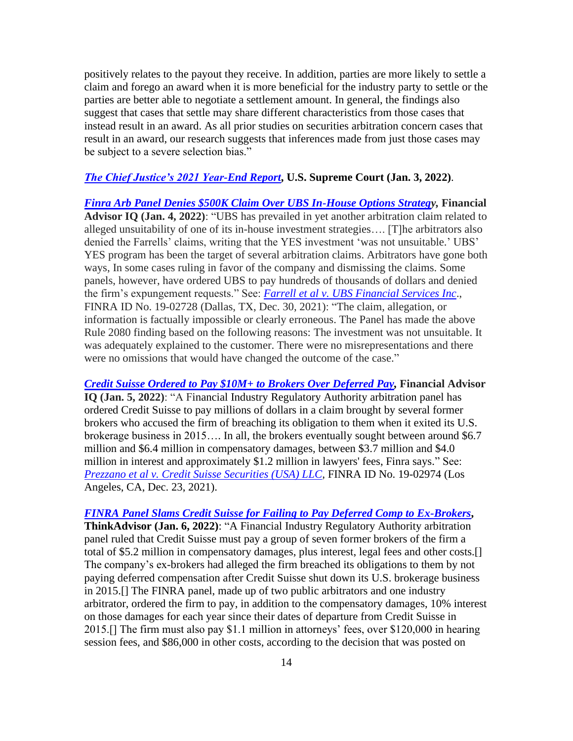positively relates to the payout they receive. In addition, parties are more likely to settle a claim and forego an award when it is more beneficial for the industry party to settle or the parties are better able to negotiate a settlement amount. In general, the findings also suggest that cases that settle may share different characteristics from those cases that instead result in an award. As all prior studies on securities arbitration concern cases that result in an award, our research suggests that inferences made from just those cases may be subject to a severe selection bias."

***The Chief Justice's 2021 Year-End Report*, U.S. Supreme Court (Jan. 3, 2022)**.

***Finra Arb Panel Denies $500K Claim Over UBS In-House Options Strategy*, Financial Advisor IQ (Jan. 4, 2022)**: "UBS has prevailed in yet another arbitration claim related to alleged unsuitability of one of its in-house investment strategies…. [T]he arbitrators also denied the Farrells' claims, writing that the YES investment 'was not unsuitable.' UBS' YES program has been the target of several arbitration claims. Arbitrators have gone both ways, In some cases ruling in favor of the company and dismissing the claims. Some panels, however, have ordered UBS to pay hundreds of thousands of dollars and denied the firm's expungement requests." See: *Farrell et al v. UBS Financial Services Inc*., FINRA ID No. 19-02728 (Dallas, TX, Dec. 30, 2021): "The claim, allegation, or information is factually impossible or clearly erroneous. The Panel has made the above Rule 2080 finding based on the following reasons: The investment was not unsuitable. It was adequately explained to the customer. There were no misrepresentations and there were no omissions that would have changed the outcome of the case."

***Credit Suisse Ordered to Pay $10M+ to Brokers Over Deferred Pay*, Financial Advisor IQ (Jan. 5, 2022)**: "A Financial Industry Regulatory Authority arbitration panel has ordered Credit Suisse to pay millions of dollars in a claim brought by several former brokers who accused the firm of breaching its obligation to them when it exited its U.S. brokerage business in 2015…. In all, the brokers eventually sought between around $6.7 million and $6.4 million in compensatory damages, between $3.7 million and $4.0 million in interest and approximately $1.2 million in lawyers' fees, Finra says." See: *Prezzano et al v. Credit Suisse Securities (USA) LLC*, FINRA ID No. 19-02974 (Los Angeles, CA, Dec. 23, 2021).

***FINRA Panel Slams Credit Suisse for Failing to Pay Deferred Comp to Ex-Brokers*, ThinkAdvisor (Jan. 6, 2022)**: "A Financial Industry Regulatory Authority arbitration panel ruled that Credit Suisse must pay a group of seven former brokers of the firm a total of $5.2 million in compensatory damages, plus interest, legal fees and other costs.[] The company's ex-brokers had alleged the firm breached its obligations to them by not paying deferred compensation after Credit Suisse shut down its U.S. brokerage business in 2015.[] The FINRA panel, made up of two public arbitrators and one industry arbitrator, ordered the firm to pay, in addition to the compensatory damages, 10% interest on those damages for each year since their dates of departure from Credit Suisse in 2015.[] The firm must also pay $1.1 million in attorneys' fees, over $120,000 in hearing session fees, and $86,000 in other costs, according to the decision that was posted on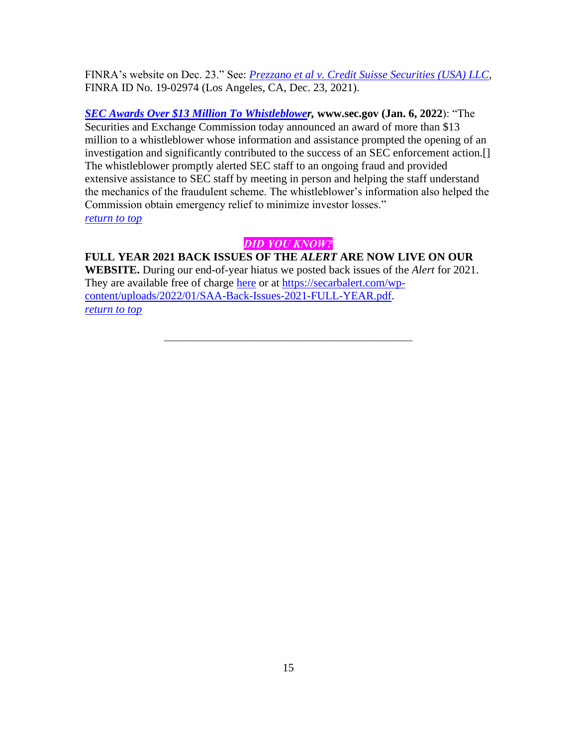FINRA's website on Dec. 23." See: *Prezzano et al v. Credit Suisse Securities (USA) LLC*, FINRA ID No. 19-02974 (Los Angeles, CA, Dec. 23, 2021).

***SEC Awards Over $13 Million To Whistleblower*, www.sec.gov (Jan. 6, 2022)**: "The Securities and Exchange Commission today announced an award of more than $13 million to a whistleblower whose information and assistance prompted the opening of an investigation and significantly contributed to the success of an SEC enforcement action.[] The whistleblower promptly alerted SEC staff to an ongoing fraud and provided extensive assistance to SEC staff by meeting in person and helping the staff understand the mechanics of the fraudulent scheme. The whistleblower's information also helped the Commission obtain emergency relief to minimize investor losses."
*return to top*

***DID YOU KNOW?***

**FULL YEAR 2021 BACK ISSUES OF THE *ALERT* ARE NOW LIVE ON OUR WEBSITE.** During our end-of-year hiatus we posted back issues of the *Alert* for 2021. They are available free of charge here or at https://secarbalert.com/wp-content/uploads/2022/01/SAA-Back-Issues-2021-FULL-YEAR.pdf.
*return to top*

---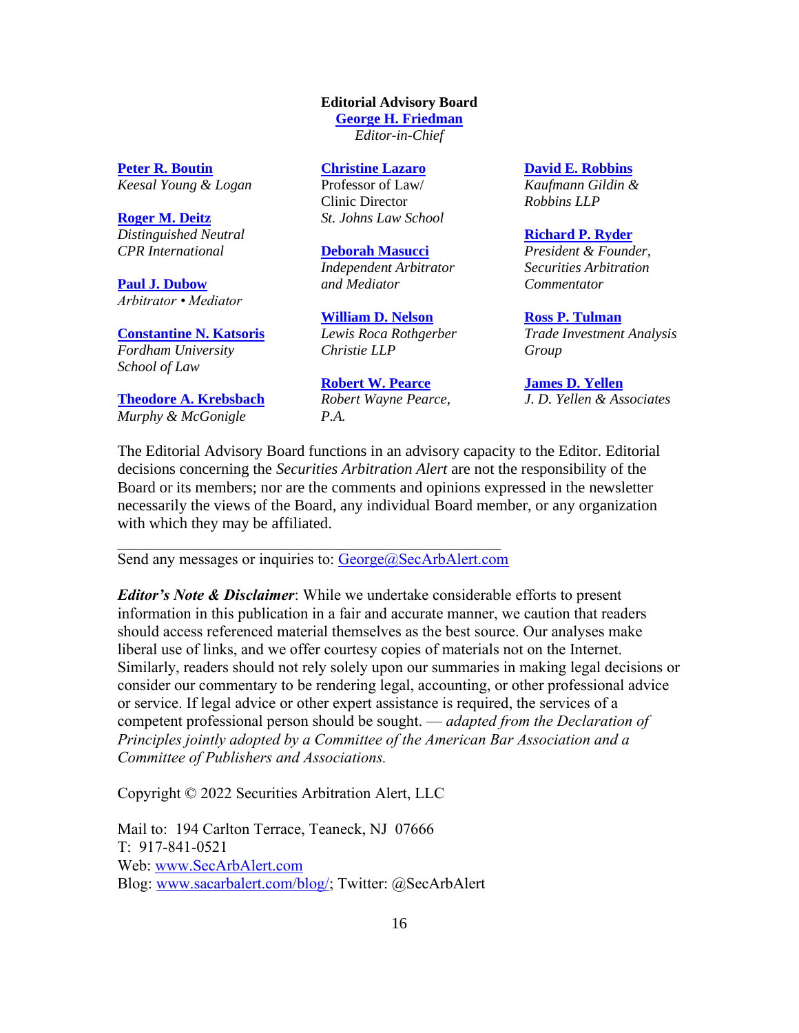**Editorial Advisory Board**

**George H. Friedman**
*Editor-in-Chief*

**Peter R. Boutin**
*Keesal Young & Logan*

**Roger M. Deitz**
*Distinguished Neutral*
*CPR International*

**Paul J. Dubow**
*Arbitrator • Mediator*

**Constantine N. Katsoris**
*Fordham University*
*School of Law*

**Theodore A. Krebsbach**
*Murphy & McGonigle*

**Christine Lazaro**
Professor of Law/
Clinic Director
*St. Johns Law School*

**Deborah Masucci**
*Independent Arbitrator*
*and Mediator*

**William D. Nelson**
*Lewis Roca Rothgerber*
*Christie LLP*

**Robert W. Pearce**
*Robert Wayne Pearce,*
*P.A.*

**David E. Robbins**
*Kaufmann Gildin &*
*Robbins LLP*

**Richard P. Ryder**
*President & Founder,*
*Securities Arbitration*
*Commentator*

**Ross P. Tulman**
*Trade Investment Analysis*
*Group*

**James D. Yellen**
*J. D. Yellen & Associates*

The Editorial Advisory Board functions in an advisory capacity to the Editor. Editorial decisions concerning the *Securities Arbitration Alert* are not the responsibility of the Board or its members; nor are the comments and opinions expressed in the newsletter necessarily the views of the Board, any individual Board member, or any organization with which they may be affiliated.

---

Send any messages or inquiries to: George@SecArbAlert.com

***Editor's Note & Disclaimer***: While we undertake considerable efforts to present information in this publication in a fair and accurate manner, we caution that readers should access referenced material themselves as the best source. Our analyses make liberal use of links, and we offer courtesy copies of materials not on the Internet. Similarly, readers should not rely solely upon our summaries in making legal decisions or consider our commentary to be rendering legal, accounting, or other professional advice or service. If legal advice or other expert assistance is required, the services of a competent professional person should be sought. — *adapted from the Declaration of Principles jointly adopted by a Committee of the American Bar Association and a Committee of Publishers and Associations.*

Copyright © 2022 Securities Arbitration Alert, LLC

Mail to: 194 Carlton Terrace, Teaneck, NJ 07666
T: 917-841-0521
Web: www.SecArbAlert.com
Blog: www.sacarbalert.com/blog/; Twitter: @SecArbAlert